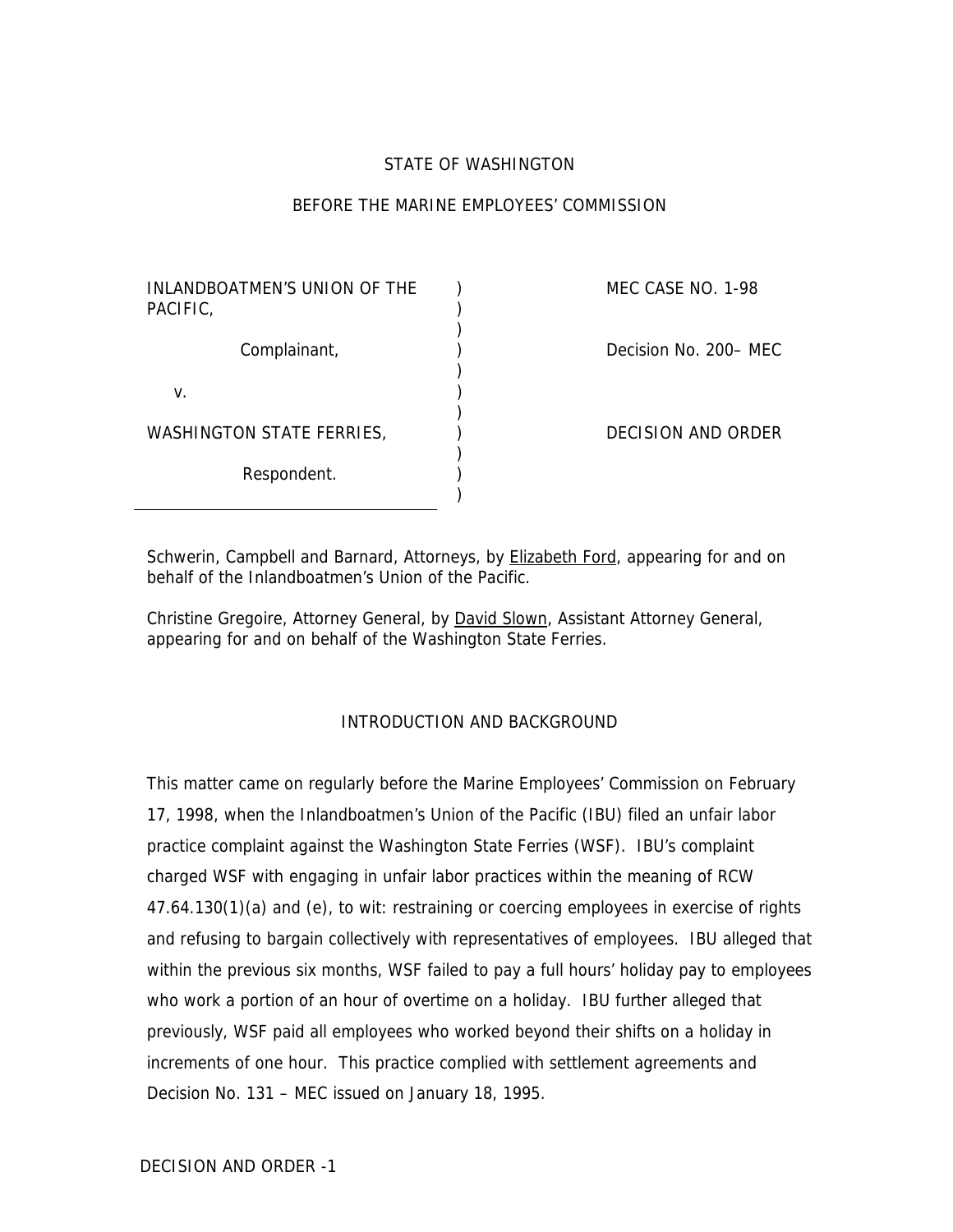STATE OF WASHINGTON

BEFORE THE MARINE EMPLOYEES' COMMISSION

| | | |
|---|---|---|
| INLANDBOATMEN'S UNION OF THE PACIFIC, | ) | MEC CASE NO. 1-98 |
| Complainant, | ) | Decision No. 200– MEC |
| v. | ) | |
| WASHINGTON STATE FERRIES, | ) | DECISION AND ORDER |
| Respondent. | ) | |

Schwerin, Campbell and Barnard, Attorneys, by Elizabeth Ford, appearing for and on behalf of the Inlandboatmen's Union of the Pacific.

Christine Gregoire, Attorney General, by David Slown, Assistant Attorney General, appearing for and on behalf of the Washington State Ferries.

## INTRODUCTION AND BACKGROUND

This matter came on regularly before the Marine Employees' Commission on February 17, 1998, when the Inlandboatmen's Union of the Pacific (IBU) filed an unfair labor practice complaint against the Washington State Ferries (WSF). IBU's complaint charged WSF with engaging in unfair labor practices within the meaning of RCW 47.64.130(1)(a) and (e), to wit: restraining or coercing employees in exercise of rights and refusing to bargain collectively with representatives of employees. IBU alleged that within the previous six months, WSF failed to pay a full hours' holiday pay to employees who work a portion of an hour of overtime on a holiday. IBU further alleged that previously, WSF paid all employees who worked beyond their shifts on a holiday in increments of one hour. This practice complied with settlement agreements and Decision No. 131 – MEC issued on January 18, 1995.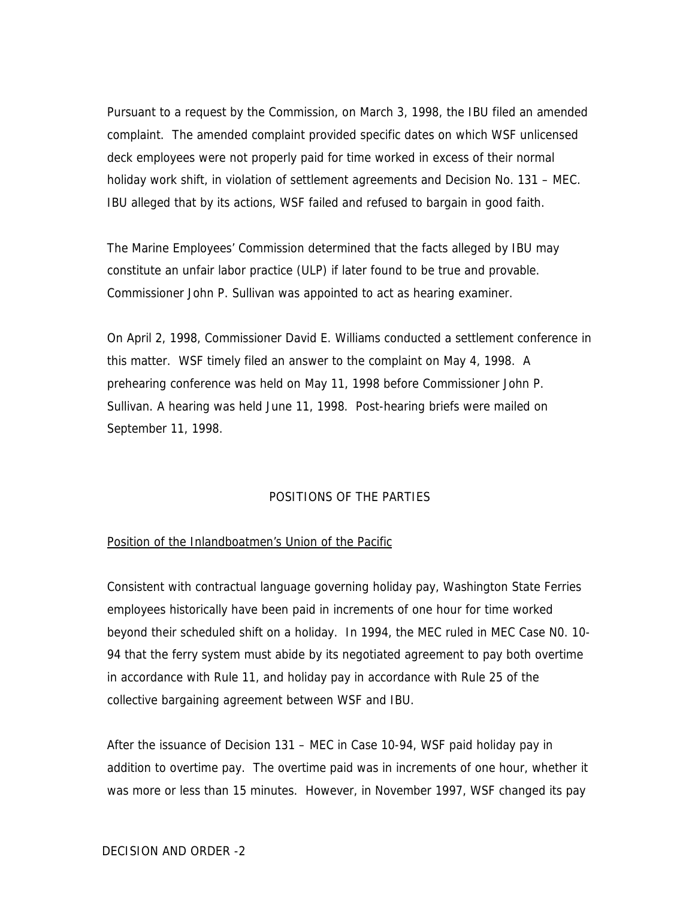Pursuant to a request by the Commission, on March 3, 1998, the IBU filed an amended complaint. The amended complaint provided specific dates on which WSF unlicensed deck employees were not properly paid for time worked in excess of their normal holiday work shift, in violation of settlement agreements and Decision No. 131 – MEC. IBU alleged that by its actions, WSF failed and refused to bargain in good faith.

The Marine Employees' Commission determined that the facts alleged by IBU may constitute an unfair labor practice (ULP) if later found to be true and provable. Commissioner John P. Sullivan was appointed to act as hearing examiner.

On April 2, 1998, Commissioner David E. Williams conducted a settlement conference in this matter. WSF timely filed an answer to the complaint on May 4, 1998. A prehearing conference was held on May 11, 1998 before Commissioner John P. Sullivan. A hearing was held June 11, 1998. Post-hearing briefs were mailed on September 11, 1998.

## POSITIONS OF THE PARTIES

### Position of the Inlandboatmen's Union of the Pacific

Consistent with contractual language governing holiday pay, Washington State Ferries employees historically have been paid in increments of one hour for time worked beyond their scheduled shift on a holiday. In 1994, the MEC ruled in MEC Case N0. 10-94 that the ferry system must abide by its negotiated agreement to pay both overtime in accordance with Rule 11, and holiday pay in accordance with Rule 25 of the collective bargaining agreement between WSF and IBU.

After the issuance of Decision 131 – MEC in Case 10-94, WSF paid holiday pay in addition to overtime pay. The overtime paid was in increments of one hour, whether it was more or less than 15 minutes. However, in November 1997, WSF changed its pay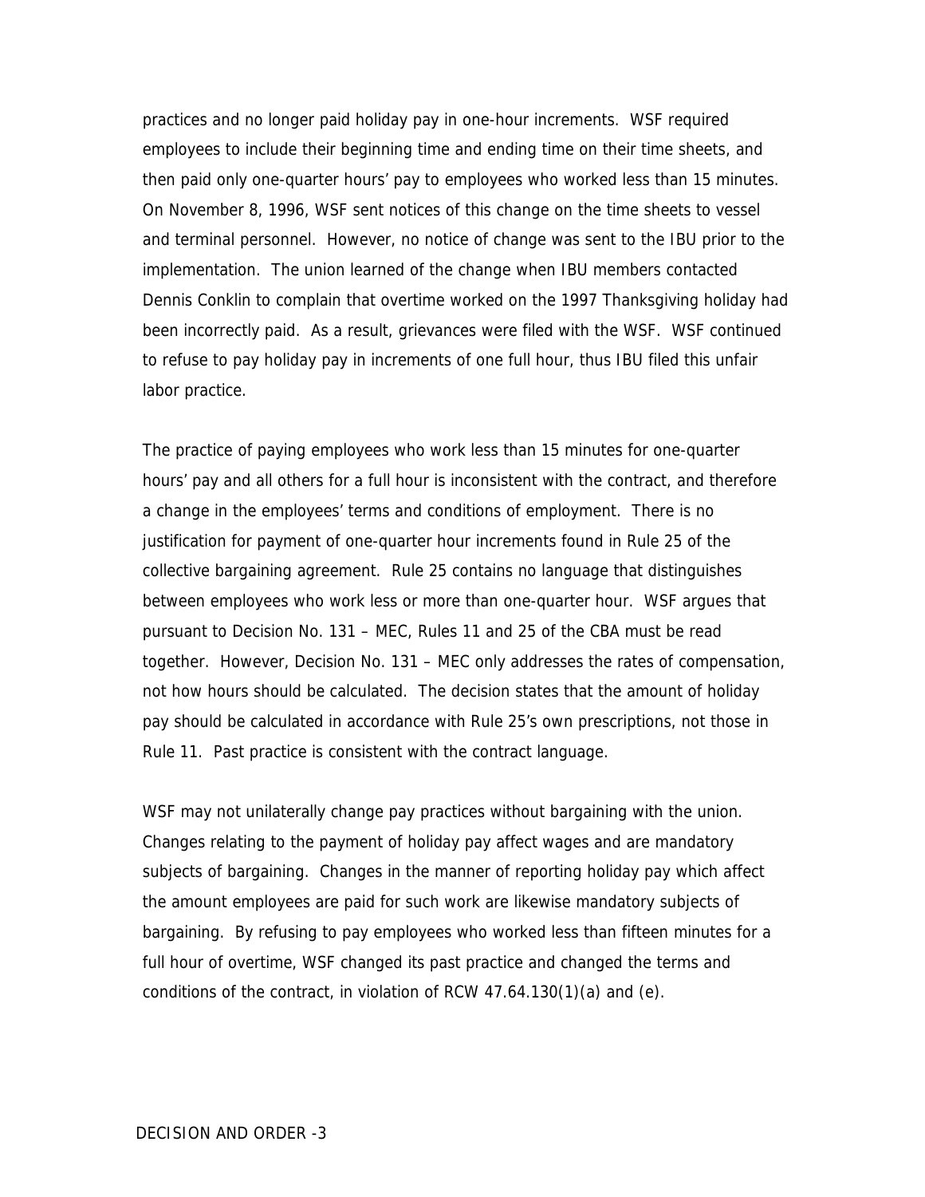practices and no longer paid holiday pay in one-hour increments. WSF required employees to include their beginning time and ending time on their time sheets, and then paid only one-quarter hours' pay to employees who worked less than 15 minutes. On November 8, 1996, WSF sent notices of this change on the time sheets to vessel and terminal personnel. However, no notice of change was sent to the IBU prior to the implementation. The union learned of the change when IBU members contacted Dennis Conklin to complain that overtime worked on the 1997 Thanksgiving holiday had been incorrectly paid. As a result, grievances were filed with the WSF. WSF continued to refuse to pay holiday pay in increments of one full hour, thus IBU filed this unfair labor practice.

The practice of paying employees who work less than 15 minutes for one-quarter hours' pay and all others for a full hour is inconsistent with the contract, and therefore a change in the employees' terms and conditions of employment. There is no justification for payment of one-quarter hour increments found in Rule 25 of the collective bargaining agreement. Rule 25 contains no language that distinguishes between employees who work less or more than one-quarter hour. WSF argues that pursuant to Decision No. 131 – MEC, Rules 11 and 25 of the CBA must be read together. However, Decision No. 131 – MEC only addresses the rates of compensation, not how hours should be calculated. The decision states that the amount of holiday pay should be calculated in accordance with Rule 25's own prescriptions, not those in Rule 11. Past practice is consistent with the contract language.

WSF may not unilaterally change pay practices without bargaining with the union. Changes relating to the payment of holiday pay affect wages and are mandatory subjects of bargaining. Changes in the manner of reporting holiday pay which affect the amount employees are paid for such work are likewise mandatory subjects of bargaining. By refusing to pay employees who worked less than fifteen minutes for a full hour of overtime, WSF changed its past practice and changed the terms and conditions of the contract, in violation of RCW 47.64.130(1)(a) and (e).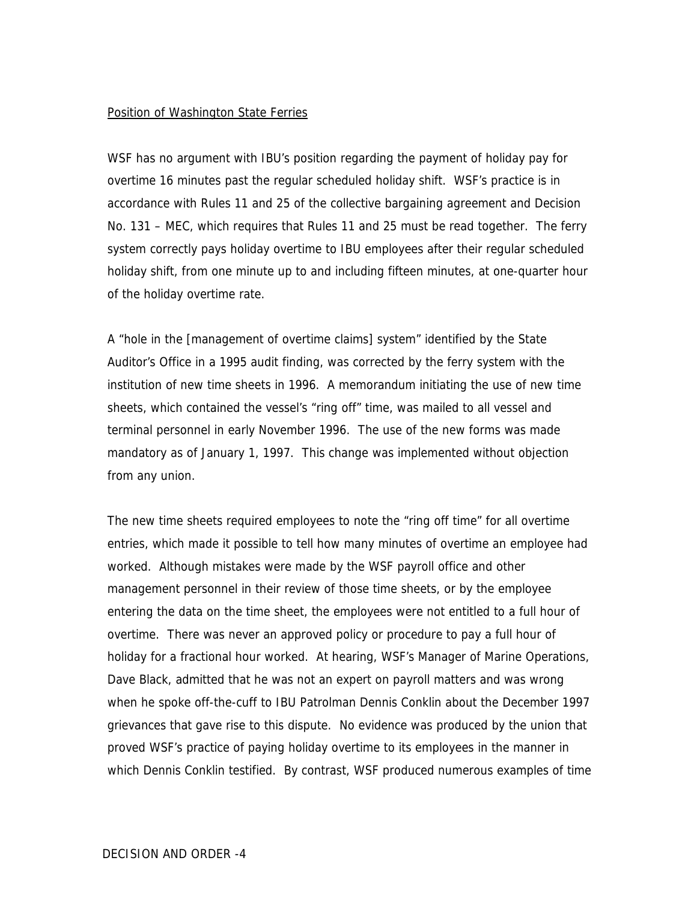Position of Washington State Ferries

WSF has no argument with IBU's position regarding the payment of holiday pay for overtime 16 minutes past the regular scheduled holiday shift. WSF's practice is in accordance with Rules 11 and 25 of the collective bargaining agreement and Decision No. 131 – MEC, which requires that Rules 11 and 25 must be read together. The ferry system correctly pays holiday overtime to IBU employees after their regular scheduled holiday shift, from one minute up to and including fifteen minutes, at one-quarter hour of the holiday overtime rate.

A "hole in the [management of overtime claims] system" identified by the State Auditor's Office in a 1995 audit finding, was corrected by the ferry system with the institution of new time sheets in 1996. A memorandum initiating the use of new time sheets, which contained the vessel's "ring off" time, was mailed to all vessel and terminal personnel in early November 1996. The use of the new forms was made mandatory as of January 1, 1997. This change was implemented without objection from any union.

The new time sheets required employees to note the "ring off time" for all overtime entries, which made it possible to tell how many minutes of overtime an employee had worked. Although mistakes were made by the WSF payroll office and other management personnel in their review of those time sheets, or by the employee entering the data on the time sheet, the employees were not entitled to a full hour of overtime. There was never an approved policy or procedure to pay a full hour of holiday for a fractional hour worked. At hearing, WSF's Manager of Marine Operations, Dave Black, admitted that he was not an expert on payroll matters and was wrong when he spoke off-the-cuff to IBU Patrolman Dennis Conklin about the December 1997 grievances that gave rise to this dispute. No evidence was produced by the union that proved WSF's practice of paying holiday overtime to its employees in the manner in which Dennis Conklin testified. By contrast, WSF produced numerous examples of time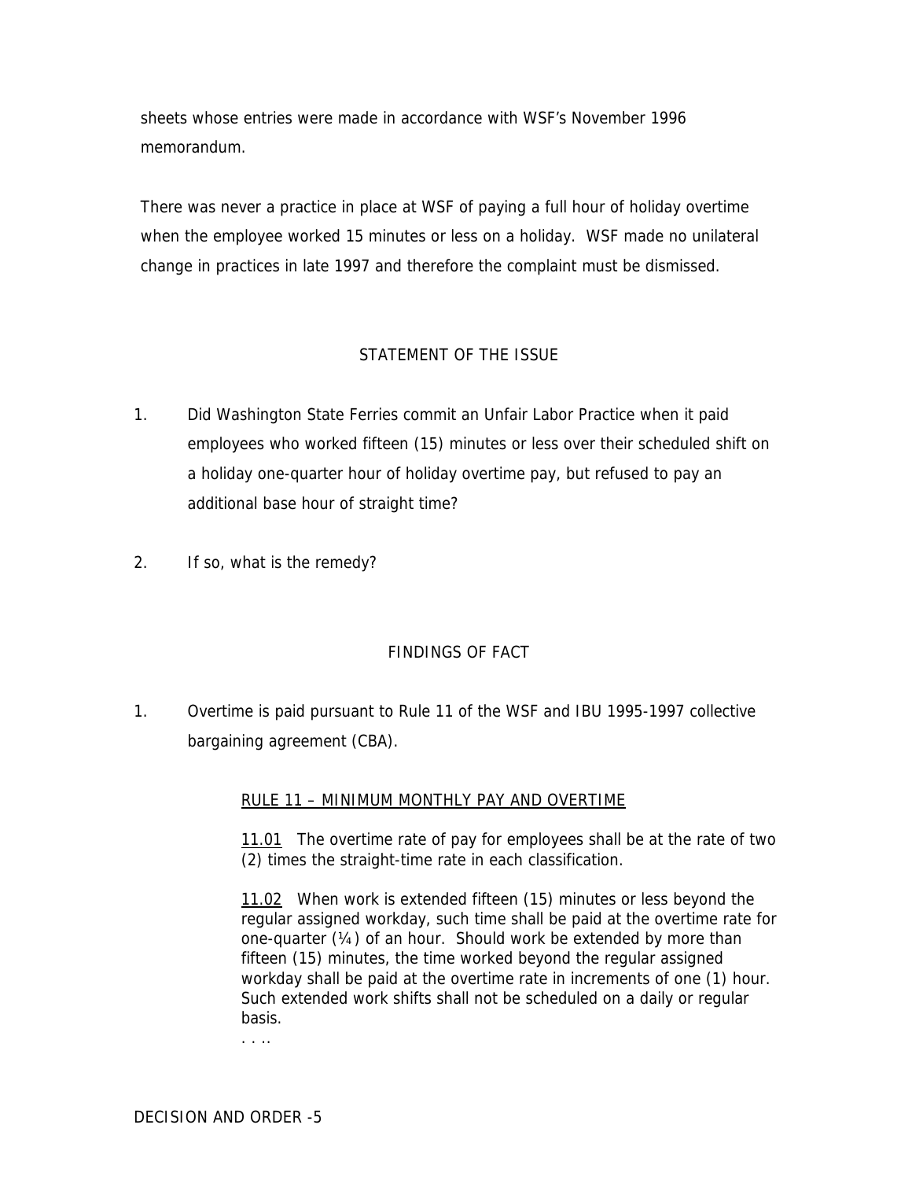sheets whose entries were made in accordance with WSF's November 1996 memorandum.

There was never a practice in place at WSF of paying a full hour of holiday overtime when the employee worked 15 minutes or less on a holiday. WSF made no unilateral change in practices in late 1997 and therefore the complaint must be dismissed.

## STATEMENT OF THE ISSUE

1. Did Washington State Ferries commit an Unfair Labor Practice when it paid employees who worked fifteen (15) minutes or less over their scheduled shift on a holiday one-quarter hour of holiday overtime pay, but refused to pay an additional base hour of straight time?

2. If so, what is the remedy?

## FINDINGS OF FACT

1. Overtime is paid pursuant to Rule 11 of the WSF and IBU 1995-1997 collective bargaining agreement (CBA).

> RULE 11 – MINIMUM MONTHLY PAY AND OVERTIME
>
> 11.01 The overtime rate of pay for employees shall be at the rate of two (2) times the straight-time rate in each classification.
>
> 11.02 When work is extended fifteen (15) minutes or less beyond the regular assigned workday, such time shall be paid at the overtime rate for one-quarter (¼) of an hour. Should work be extended by more than fifteen (15) minutes, the time worked beyond the regular assigned workday shall be paid at the overtime rate in increments of one (1) hour. Such extended work shifts shall not be scheduled on a daily or regular basis.
>
> . . ..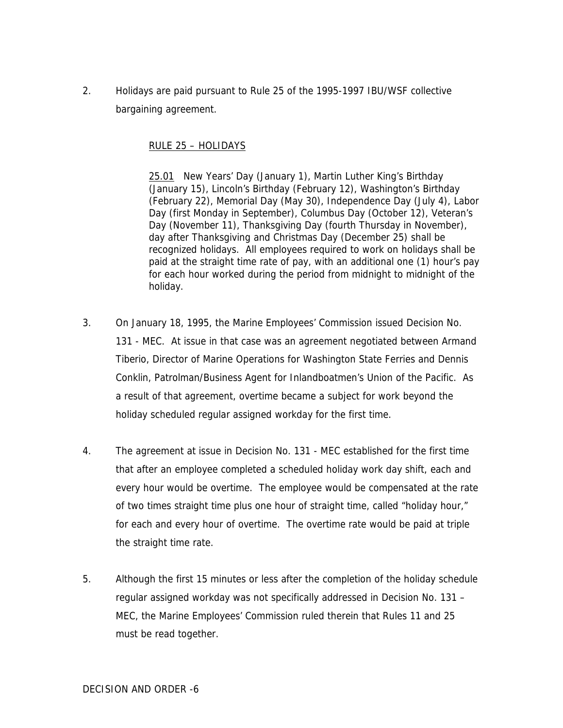2. Holidays are paid pursuant to Rule 25 of the 1995-1997 IBU/WSF collective bargaining agreement.

   RULE 25 – HOLIDAYS

   25.01 New Years' Day (January 1), Martin Luther King's Birthday (January 15), Lincoln's Birthday (February 12), Washington's Birthday (February 22), Memorial Day (May 30), Independence Day (July 4), Labor Day (first Monday in September), Columbus Day (October 12), Veteran's Day (November 11), Thanksgiving Day (fourth Thursday in November), day after Thanksgiving and Christmas Day (December 25) shall be recognized holidays. All employees required to work on holidays shall be paid at the straight time rate of pay, with an additional one (1) hour's pay for each hour worked during the period from midnight to midnight of the holiday.

3. On January 18, 1995, the Marine Employees' Commission issued Decision No. 131 - MEC. At issue in that case was an agreement negotiated between Armand Tiberio, Director of Marine Operations for Washington State Ferries and Dennis Conklin, Patrolman/Business Agent for Inlandboatmen's Union of the Pacific. As a result of that agreement, overtime became a subject for work beyond the holiday scheduled regular assigned workday for the first time.

4. The agreement at issue in Decision No. 131 - MEC established for the first time that after an employee completed a scheduled holiday work day shift, each and every hour would be overtime. The employee would be compensated at the rate of two times straight time plus one hour of straight time, called "holiday hour," for each and every hour of overtime. The overtime rate would be paid at triple the straight time rate.

5. Although the first 15 minutes or less after the completion of the holiday schedule regular assigned workday was not specifically addressed in Decision No. 131 – MEC, the Marine Employees' Commission ruled therein that Rules 11 and 25 must be read together.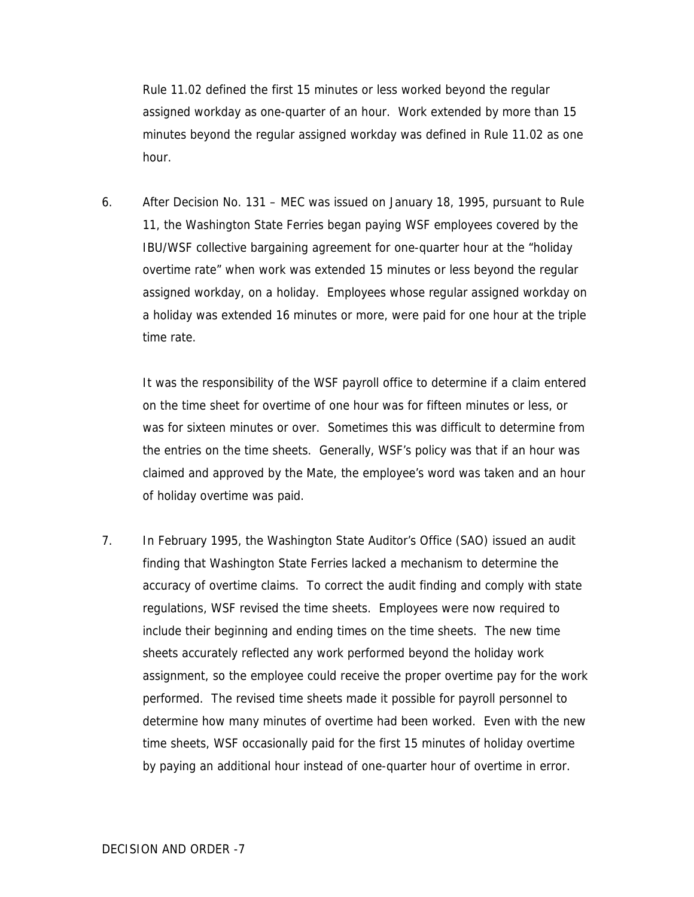Rule 11.02 defined the first 15 minutes or less worked beyond the regular assigned workday as one-quarter of an hour. Work extended by more than 15 minutes beyond the regular assigned workday was defined in Rule 11.02 as one hour.

6. After Decision No. 131 – MEC was issued on January 18, 1995, pursuant to Rule 11, the Washington State Ferries began paying WSF employees covered by the IBU/WSF collective bargaining agreement for one-quarter hour at the "holiday overtime rate" when work was extended 15 minutes or less beyond the regular assigned workday, on a holiday. Employees whose regular assigned workday on a holiday was extended 16 minutes or more, were paid for one hour at the triple time rate.

   It was the responsibility of the WSF payroll office to determine if a claim entered on the time sheet for overtime of one hour was for fifteen minutes or less, or was for sixteen minutes or over. Sometimes this was difficult to determine from the entries on the time sheets. Generally, WSF's policy was that if an hour was claimed and approved by the Mate, the employee's word was taken and an hour of holiday overtime was paid.

7. In February 1995, the Washington State Auditor's Office (SAO) issued an audit finding that Washington State Ferries lacked a mechanism to determine the accuracy of overtime claims. To correct the audit finding and comply with state regulations, WSF revised the time sheets. Employees were now required to include their beginning and ending times on the time sheets. The new time sheets accurately reflected any work performed beyond the holiday work assignment, so the employee could receive the proper overtime pay for the work performed. The revised time sheets made it possible for payroll personnel to determine how many minutes of overtime had been worked. Even with the new time sheets, WSF occasionally paid for the first 15 minutes of holiday overtime by paying an additional hour instead of one-quarter hour of overtime in error.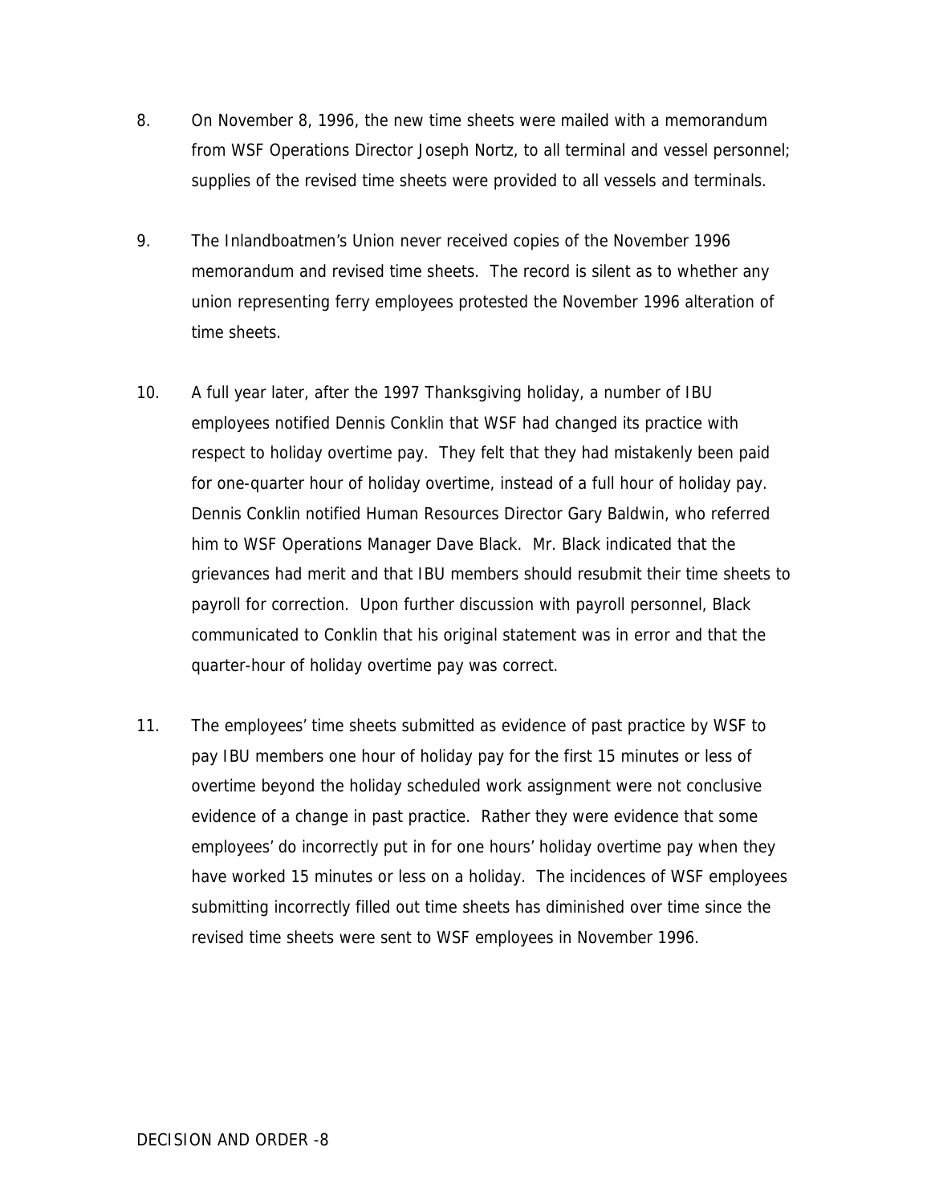8. On November 8, 1996, the new time sheets were mailed with a memorandum from WSF Operations Director Joseph Nortz, to all terminal and vessel personnel; supplies of the revised time sheets were provided to all vessels and terminals.

9. The Inlandboatmen's Union never received copies of the November 1996 memorandum and revised time sheets. The record is silent as to whether any union representing ferry employees protested the November 1996 alteration of time sheets.

10. A full year later, after the 1997 Thanksgiving holiday, a number of IBU employees notified Dennis Conklin that WSF had changed its practice with respect to holiday overtime pay. They felt that they had mistakenly been paid for one-quarter hour of holiday overtime, instead of a full hour of holiday pay. Dennis Conklin notified Human Resources Director Gary Baldwin, who referred him to WSF Operations Manager Dave Black. Mr. Black indicated that the grievances had merit and that IBU members should resubmit their time sheets to payroll for correction. Upon further discussion with payroll personnel, Black communicated to Conklin that his original statement was in error and that the quarter-hour of holiday overtime pay was correct.

11. The employees' time sheets submitted as evidence of past practice by WSF to pay IBU members one hour of holiday pay for the first 15 minutes or less of overtime beyond the holiday scheduled work assignment were not conclusive evidence of a change in past practice. Rather they were evidence that some employees' do incorrectly put in for one hours' holiday overtime pay when they have worked 15 minutes or less on a holiday. The incidences of WSF employees submitting incorrectly filled out time sheets has diminished over time since the revised time sheets were sent to WSF employees in November 1996.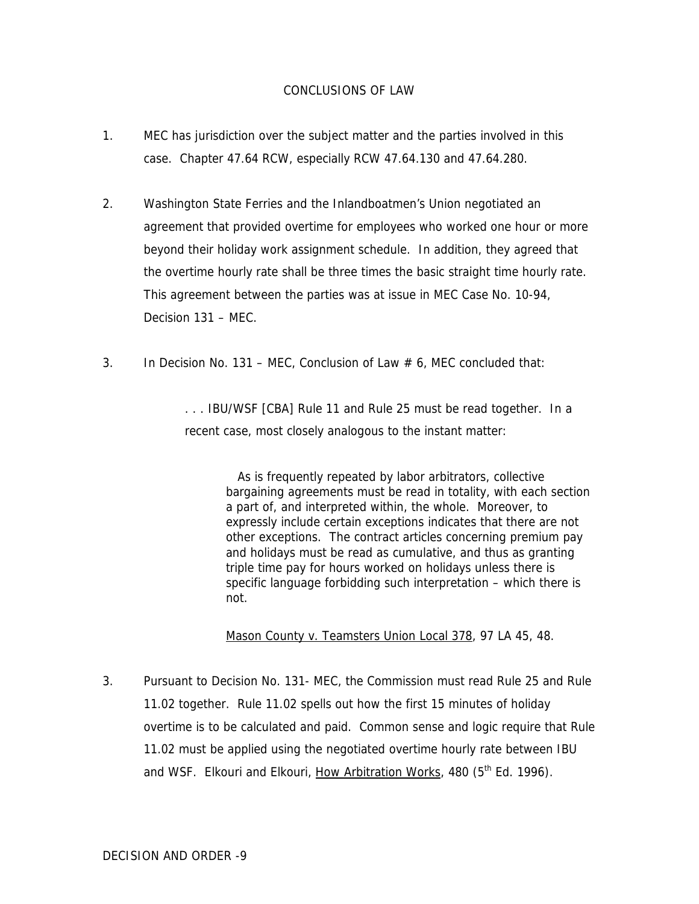## CONCLUSIONS OF LAW

1. MEC has jurisdiction over the subject matter and the parties involved in this case. Chapter 47.64 RCW, especially RCW 47.64.130 and 47.64.280.

2. Washington State Ferries and the Inlandboatmen's Union negotiated an agreement that provided overtime for employees who worked one hour or more beyond their holiday work assignment schedule. In addition, they agreed that the overtime hourly rate shall be three times the basic straight time hourly rate. This agreement between the parties was at issue in MEC Case No. 10-94, Decision 131 – MEC.

3. In Decision No. 131 – MEC, Conclusion of Law # 6, MEC concluded that:

   > . . . IBU/WSF [CBA] Rule 11 and Rule 25 must be read together. In a recent case, most closely analogous to the instant matter:
   >
   > > As is frequently repeated by labor arbitrators, collective bargaining agreements must be read in totality, with each section a part of, and interpreted within, the whole. Moreover, to expressly include certain exceptions indicates that there are not other exceptions. The contract articles concerning premium pay and holidays must be read as cumulative, and thus as granting triple time pay for hours worked on holidays unless there is specific language forbidding such interpretation – which there is not.
   > >
   > > Mason County v. Teamsters Union Local 378, 97 LA 45, 48.

3. Pursuant to Decision No. 131- MEC, the Commission must read Rule 25 and Rule 11.02 together. Rule 11.02 spells out how the first 15 minutes of holiday overtime is to be calculated and paid. Common sense and logic require that Rule 11.02 must be applied using the negotiated overtime hourly rate between IBU and WSF. Elkouri and Elkouri, How Arbitration Works, 480 (5th Ed. 1996).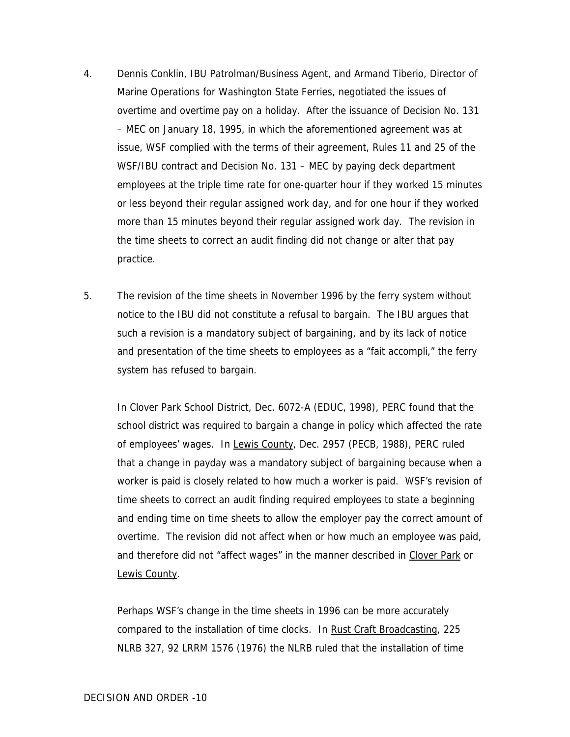4. Dennis Conklin, IBU Patrolman/Business Agent, and Armand Tiberio, Director of Marine Operations for Washington State Ferries, negotiated the issues of overtime and overtime pay on a holiday. After the issuance of Decision No. 131 – MEC on January 18, 1995, in which the aforementioned agreement was at issue, WSF complied with the terms of their agreement, Rules 11 and 25 of the WSF/IBU contract and Decision No. 131 – MEC by paying deck department employees at the triple time rate for one-quarter hour if they worked 15 minutes or less beyond their regular assigned work day, and for one hour if they worked more than 15 minutes beyond their regular assigned work day. The revision in the time sheets to correct an audit finding did not change or alter that pay practice.

5. The revision of the time sheets in November 1996 by the ferry system without notice to the IBU did not constitute a refusal to bargain. The IBU argues that such a revision is a mandatory subject of bargaining, and by its lack of notice and presentation of the time sheets to employees as a "fait accompli," the ferry system has refused to bargain.

   In Clover Park School District, Dec. 6072-A (EDUC, 1998), PERC found that the school district was required to bargain a change in policy which affected the rate of employees' wages. In Lewis County, Dec. 2957 (PECB, 1988), PERC ruled that a change in payday was a mandatory subject of bargaining because when a worker is paid is closely related to how much a worker is paid. WSF's revision of time sheets to correct an audit finding required employees to state a beginning and ending time on time sheets to allow the employer pay the correct amount of overtime. The revision did not affect when or how much an employee was paid, and therefore did not "affect wages" in the manner described in Clover Park or Lewis County.

   Perhaps WSF's change in the time sheets in 1996 can be more accurately compared to the installation of time clocks. In Rust Craft Broadcasting, 225 NLRB 327, 92 LRRM 1576 (1976) the NLRB ruled that the installation of time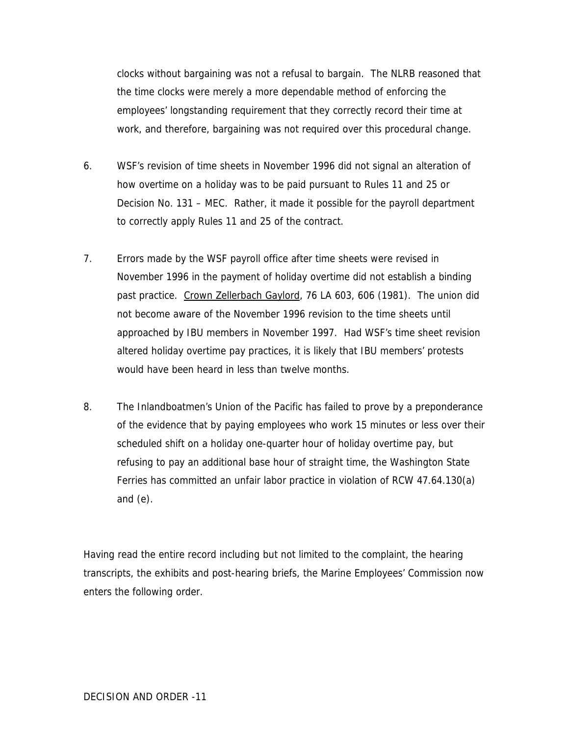clocks without bargaining was not a refusal to bargain. The NLRB reasoned that the time clocks were merely a more dependable method of enforcing the employees' longstanding requirement that they correctly record their time at work, and therefore, bargaining was not required over this procedural change.

6. WSF's revision of time sheets in November 1996 did not signal an alteration of how overtime on a holiday was to be paid pursuant to Rules 11 and 25 or Decision No. 131 – MEC. Rather, it made it possible for the payroll department to correctly apply Rules 11 and 25 of the contract.

7. Errors made by the WSF payroll office after time sheets were revised in November 1996 in the payment of holiday overtime did not establish a binding past practice. Crown Zellerbach Gaylord, 76 LA 603, 606 (1981). The union did not become aware of the November 1996 revision to the time sheets until approached by IBU members in November 1997. Had WSF's time sheet revision altered holiday overtime pay practices, it is likely that IBU members' protests would have been heard in less than twelve months.

8. The Inlandboatmen's Union of the Pacific has failed to prove by a preponderance of the evidence that by paying employees who work 15 minutes or less over their scheduled shift on a holiday one-quarter hour of holiday overtime pay, but refusing to pay an additional base hour of straight time, the Washington State Ferries has committed an unfair labor practice in violation of RCW 47.64.130(a) and (e).

Having read the entire record including but not limited to the complaint, the hearing transcripts, the exhibits and post-hearing briefs, the Marine Employees' Commission now enters the following order.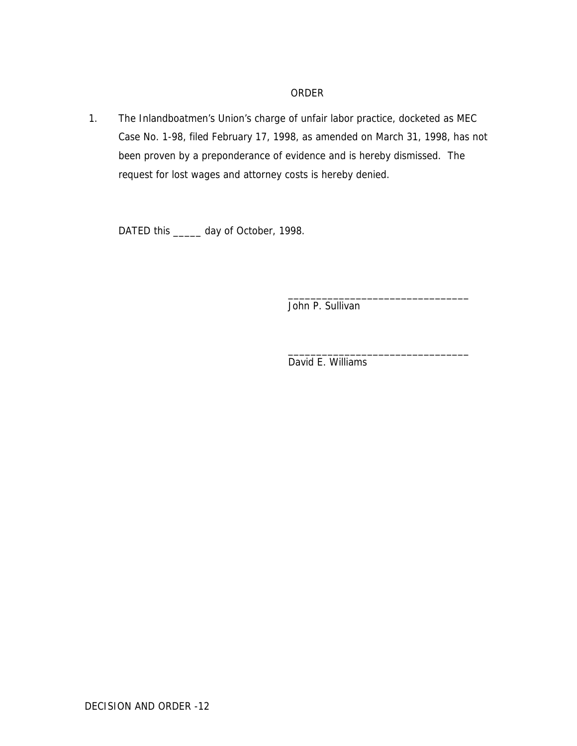# ORDER

1. The Inlandboatmen's Union's charge of unfair labor practice, docketed as MEC Case No. 1-98, filed February 17, 1998, as amended on March 31, 1998, has not been proven by a preponderance of evidence and is hereby dismissed. The request for lost wages and attorney costs is hereby denied.

DATED this _____ day of October, 1998.

_________________________________
John P. Sullivan

_________________________________
David E. Williams